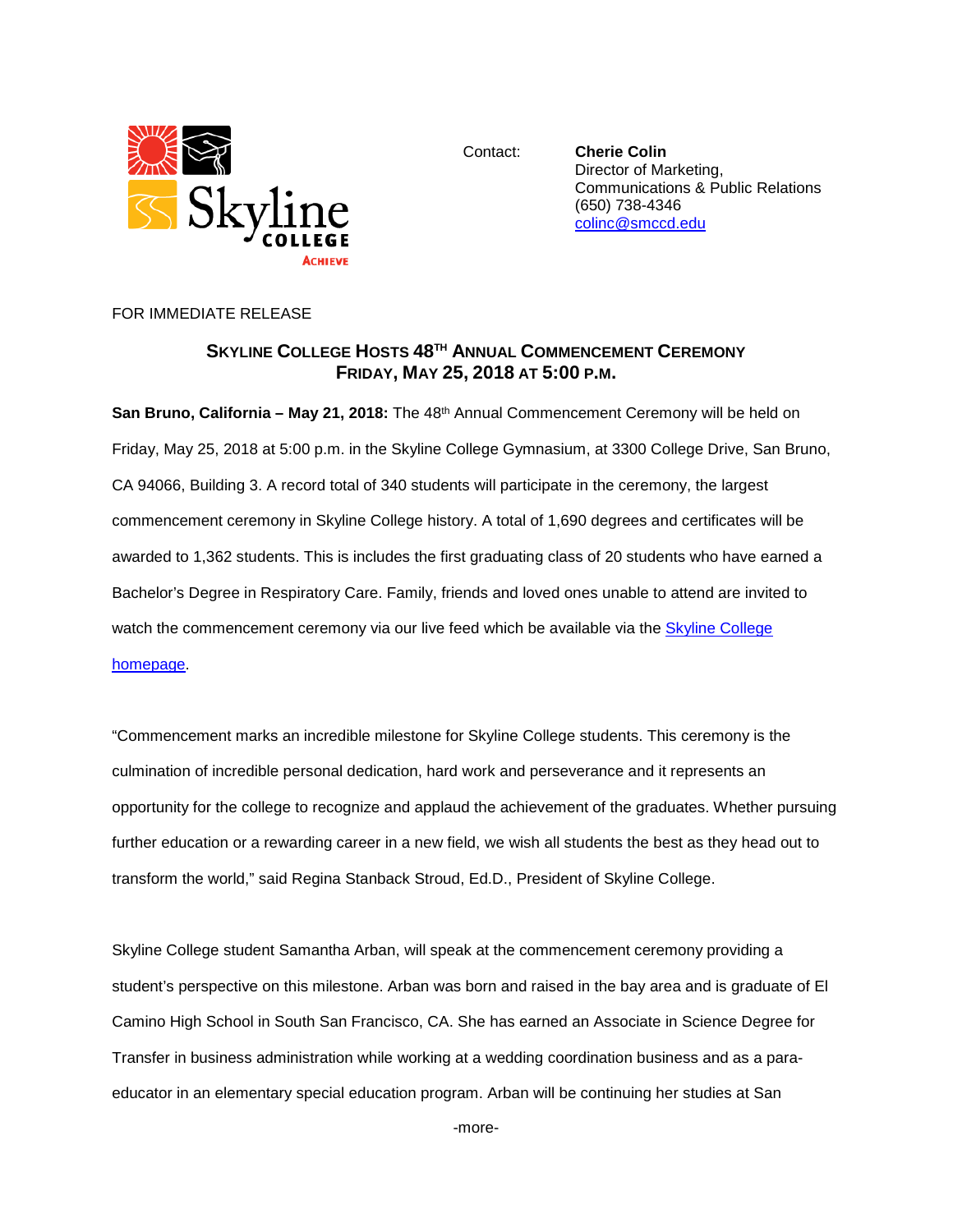Contact: **Cherie Colin**
Director of Marketing,
Communications & Public Relations
(650) 738-4346
colinc@smccd.edu

FOR IMMEDIATE RELEASE

## SKYLINE COLLEGE HOSTS 48TH ANNUAL COMMENCEMENT CEREMONY
## FRIDAY, MAY 25, 2018 AT 5:00 P.M.

**San Bruno, California – May 21, 2018:** The 48th Annual Commencement Ceremony will be held on Friday, May 25, 2018 at 5:00 p.m. in the Skyline College Gymnasium, at 3300 College Drive, San Bruno, CA 94066, Building 3. A record total of 340 students will participate in the ceremony, the largest commencement ceremony in Skyline College history. A total of 1,690 degrees and certificates will be awarded to 1,362 students. This is includes the first graduating class of 20 students who have earned a Bachelor's Degree in Respiratory Care. Family, friends and loved ones unable to attend are invited to watch the commencement ceremony via our live feed which be available via the Skyline College homepage.

"Commencement marks an incredible milestone for Skyline College students. This ceremony is the culmination of incredible personal dedication, hard work and perseverance and it represents an opportunity for the college to recognize and applaud the achievement of the graduates. Whether pursuing further education or a rewarding career in a new field, we wish all students the best as they head out to transform the world," said Regina Stanback Stroud, Ed.D., President of Skyline College.

Skyline College student Samantha Arban, will speak at the commencement ceremony providing a student's perspective on this milestone. Arban was born and raised in the bay area and is graduate of El Camino High School in South San Francisco, CA. She has earned an Associate in Science Degree for Transfer in business administration while working at a wedding coordination business and as a para-educator in an elementary special education program. Arban will be continuing her studies at San

-more-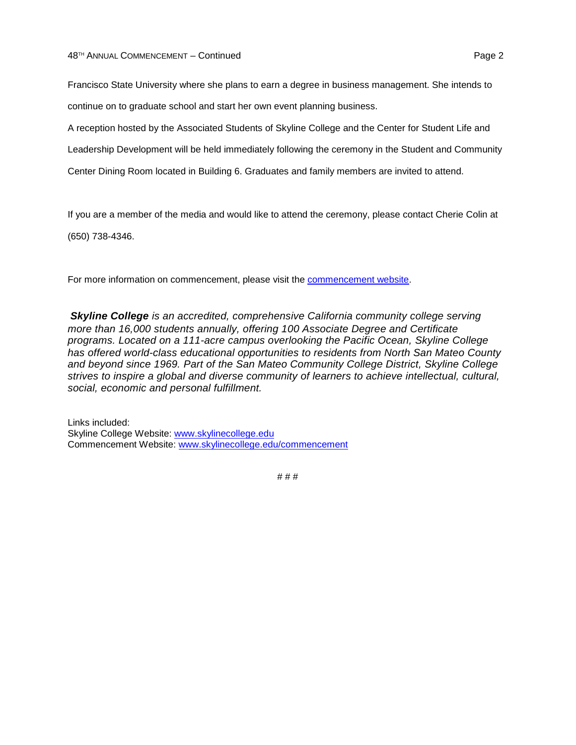Francisco State University where she plans to earn a degree in business management. She intends to continue on to graduate school and start her own event planning business.

A reception hosted by the Associated Students of Skyline College and the Center for Student Life and Leadership Development will be held immediately following the ceremony in the Student and Community Center Dining Room located in Building 6. Graduates and family members are invited to attend.

If you are a member of the media and would like to attend the ceremony, please contact Cherie Colin at (650) 738-4346.

For more information on commencement, please visit the commencement website.

***Skyline College** is an accredited, comprehensive California community college serving more than 16,000 students annually, offering 100 Associate Degree and Certificate programs. Located on a 111-acre campus overlooking the Pacific Ocean, Skyline College has offered world-class educational opportunities to residents from North San Mateo County and beyond since 1969. Part of the San Mateo Community College District, Skyline College strives to inspire a global and diverse community of learners to achieve intellectual, cultural, social, economic and personal fulfillment.*

Links included:
Skyline College Website: www.skylinecollege.edu
Commencement Website: www.skylinecollege.edu/commencement

# # #